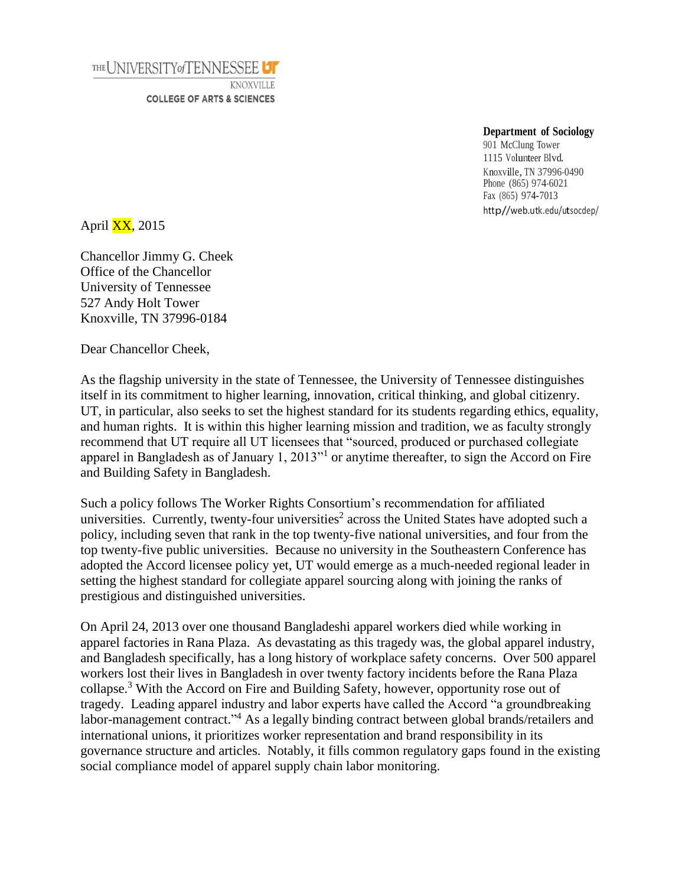THE UNIVERSITY of TENNESSEE UT
KNOXVILLE
COLLEGE OF ARTS & SCIENCES

**Department of Sociology**
901 McClung Tower
1115 Volunteer Blvd.
Knoxville, TN 37996-0490
Phone (865) 974-6021
Fax (865) 974-7013
http//web.utk.edu/utsocdep/

April XX, 2015

Chancellor Jimmy G. Cheek
Office of the Chancellor
University of Tennessee
527 Andy Holt Tower
Knoxville, TN 37996-0184

Dear Chancellor Cheek,

As the flagship university in the state of Tennessee, the University of Tennessee distinguishes itself in its commitment to higher learning, innovation, critical thinking, and global citizenry. UT, in particular, also seeks to set the highest standard for its students regarding ethics, equality, and human rights. It is within this higher learning mission and tradition, we as faculty strongly recommend that UT require all UT licensees that "sourced, produced or purchased collegiate apparel in Bangladesh as of January 1, 2013"[1] or anytime thereafter, to sign the Accord on Fire and Building Safety in Bangladesh.

Such a policy follows The Worker Rights Consortium's recommendation for affiliated universities. Currently, twenty-four universities[2] across the United States have adopted such a policy, including seven that rank in the top twenty-five national universities, and four from the top twenty-five public universities. Because no university in the Southeastern Conference has adopted the Accord licensee policy yet, UT would emerge as a much-needed regional leader in setting the highest standard for collegiate apparel sourcing along with joining the ranks of prestigious and distinguished universities.

On April 24, 2013 over one thousand Bangladeshi apparel workers died while working in apparel factories in Rana Plaza. As devastating as this tragedy was, the global apparel industry, and Bangladesh specifically, has a long history of workplace safety concerns. Over 500 apparel workers lost their lives in Bangladesh in over twenty factory incidents before the Rana Plaza collapse.[3] With the Accord on Fire and Building Safety, however, opportunity rose out of tragedy. Leading apparel industry and labor experts have called the Accord "a groundbreaking labor-management contract."[4] As a legally binding contract between global brands/retailers and international unions, it prioritizes worker representation and brand responsibility in its governance structure and articles. Notably, it fills common regulatory gaps found in the existing social compliance model of apparel supply chain labor monitoring.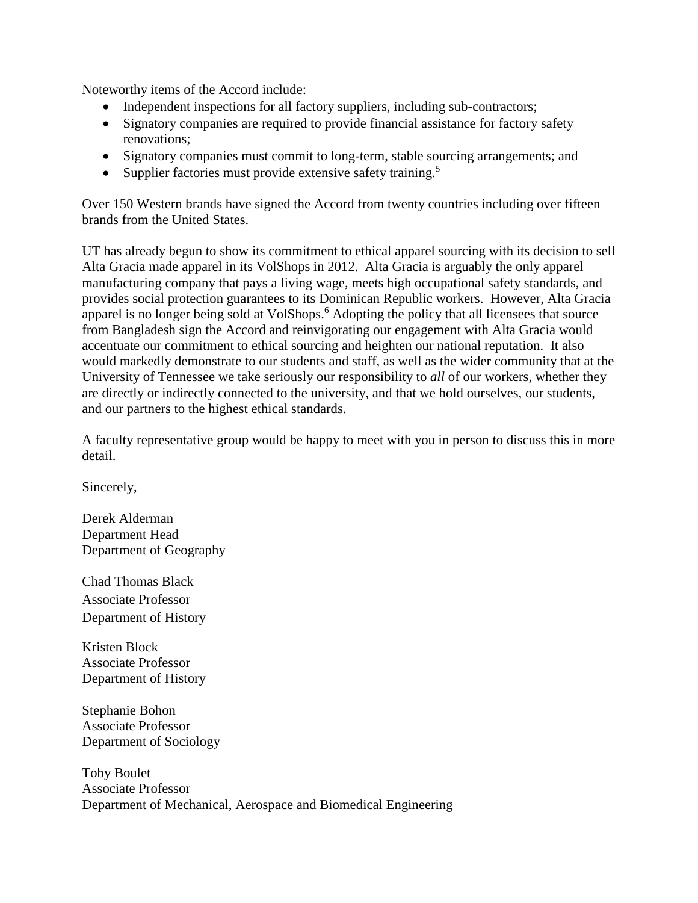Noteworthy items of the Accord include:

- Independent inspections for all factory suppliers, including sub-contractors;
- Signatory companies are required to provide financial assistance for factory safety renovations;
- Signatory companies must commit to long-term, stable sourcing arrangements; and
- Supplier factories must provide extensive safety training.[5]

Over 150 Western brands have signed the Accord from twenty countries including over fifteen brands from the United States.

UT has already begun to show its commitment to ethical apparel sourcing with its decision to sell Alta Gracia made apparel in its VolShops in 2012. Alta Gracia is arguably the only apparel manufacturing company that pays a living wage, meets high occupational safety standards, and provides social protection guarantees to its Dominican Republic workers. However, Alta Gracia apparel is no longer being sold at VolShops.[6] Adopting the policy that all licensees that source from Bangladesh sign the Accord and reinvigorating our engagement with Alta Gracia would accentuate our commitment to ethical sourcing and heighten our national reputation. It also would markedly demonstrate to our students and staff, as well as the wider community that at the University of Tennessee we take seriously our responsibility to *all* of our workers, whether they are directly or indirectly connected to the university, and that we hold ourselves, our students, and our partners to the highest ethical standards.

A faculty representative group would be happy to meet with you in person to discuss this in more detail.

Sincerely,

Derek Alderman
Department Head
Department of Geography

Chad Thomas Black
Associate Professor
Department of History

Kristen Block
Associate Professor
Department of History

Stephanie Bohon
Associate Professor
Department of Sociology

Toby Boulet
Associate Professor
Department of Mechanical, Aerospace and Biomedical Engineering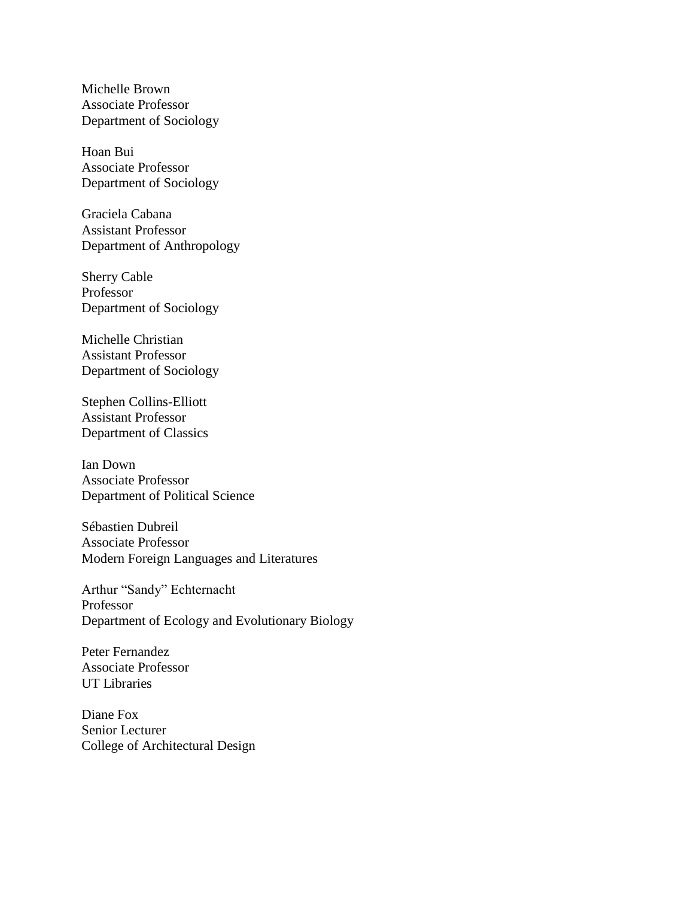Michelle Brown  
Associate Professor  
Department of Sociology

Hoan Bui  
Associate Professor  
Department of Sociology

Graciela Cabana  
Assistant Professor  
Department of Anthropology

Sherry Cable  
Professor  
Department of Sociology

Michelle Christian  
Assistant Professor  
Department of Sociology

Stephen Collins-Elliott  
Assistant Professor  
Department of Classics

Ian Down  
Associate Professor  
Department of Political Science

Sébastien Dubreil  
Associate Professor  
Modern Foreign Languages and Literatures

Arthur “Sandy” Echternacht  
Professor  
Department of Ecology and Evolutionary Biology

Peter Fernandez  
Associate Professor  
UT Libraries

Diane Fox  
Senior Lecturer  
College of Architectural Design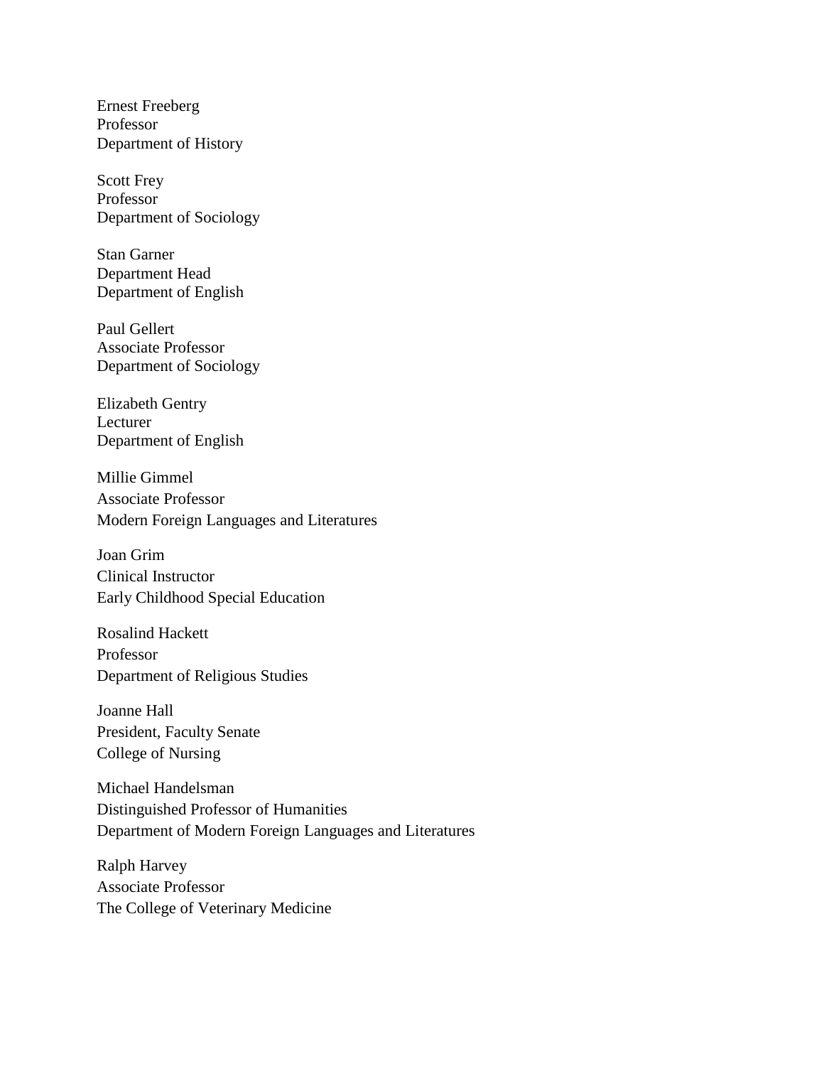Ernest Freeberg
Professor
Department of History

Scott Frey
Professor
Department of Sociology

Stan Garner
Department Head
Department of English

Paul Gellert
Associate Professor
Department of Sociology

Elizabeth Gentry
Lecturer
Department of English

Millie Gimmel
Associate Professor
Modern Foreign Languages and Literatures

Joan Grim
Clinical Instructor
Early Childhood Special Education

Rosalind Hackett
Professor
Department of Religious Studies

Joanne Hall
President, Faculty Senate
College of Nursing

Michael Handelsman
Distinguished Professor of Humanities
Department of Modern Foreign Languages and Literatures

Ralph Harvey
Associate Professor
The College of Veterinary Medicine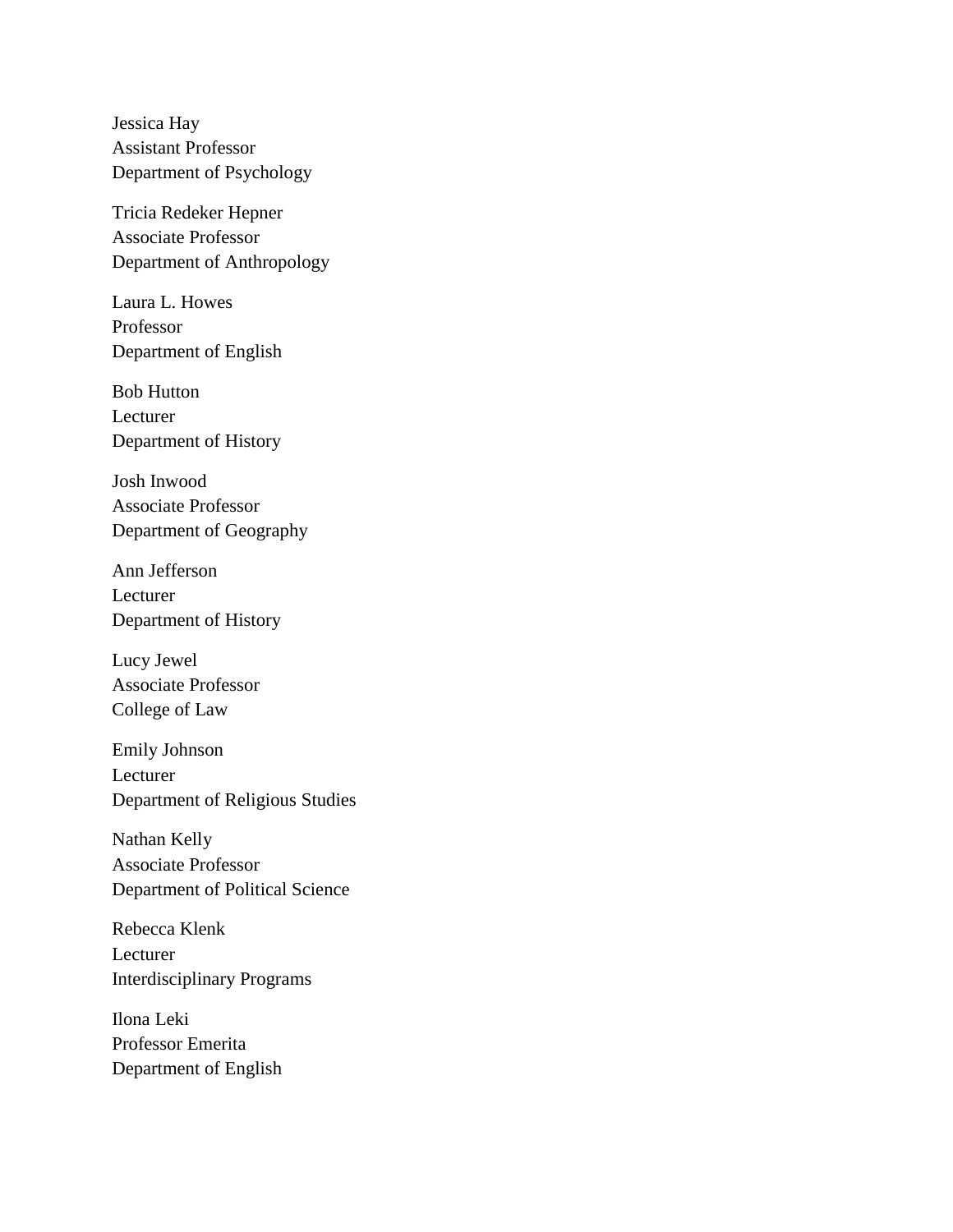Jessica Hay
Assistant Professor
Department of Psychology

Tricia Redeker Hepner
Associate Professor
Department of Anthropology

Laura L. Howes
Professor
Department of English

Bob Hutton
Lecturer
Department of History

Josh Inwood
Associate Professor
Department of Geography

Ann Jefferson
Lecturer
Department of History

Lucy Jewel
Associate Professor
College of Law

Emily Johnson
Lecturer
Department of Religious Studies

Nathan Kelly
Associate Professor
Department of Political Science

Rebecca Klenk
Lecturer
Interdisciplinary Programs

Ilona Leki
Professor Emerita
Department of English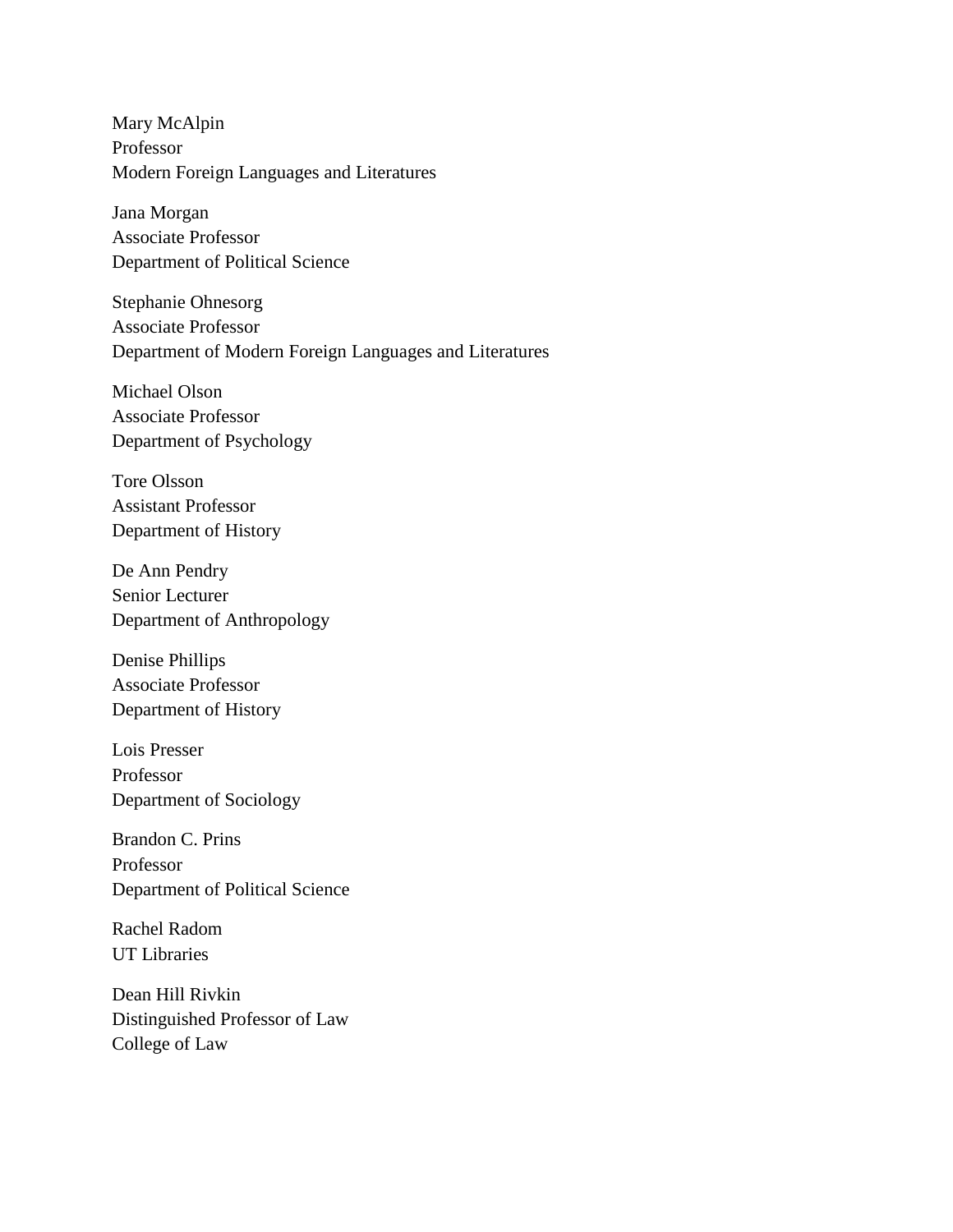Mary McAlpin  
Professor  
Modern Foreign Languages and Literatures

Jana Morgan  
Associate Professor  
Department of Political Science

Stephanie Ohnesorg  
Associate Professor  
Department of Modern Foreign Languages and Literatures

Michael Olson  
Associate Professor  
Department of Psychology

Tore Olsson  
Assistant Professor  
Department of History

De Ann Pendry  
Senior Lecturer  
Department of Anthropology

Denise Phillips  
Associate Professor  
Department of History

Lois Presser  
Professor  
Department of Sociology

Brandon C. Prins  
Professor  
Department of Political Science

Rachel Radom  
UT Libraries

Dean Hill Rivkin  
Distinguished Professor of Law  
College of Law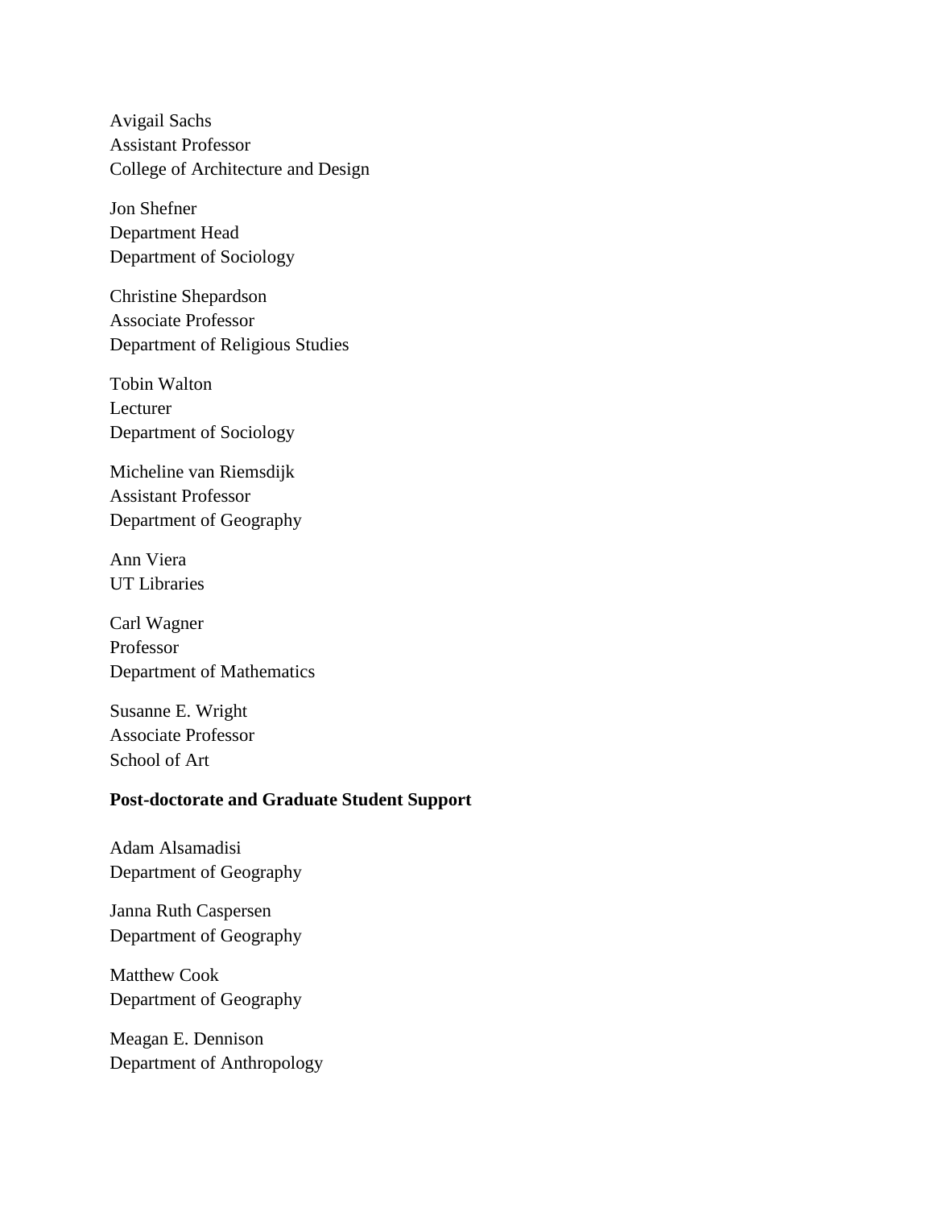Avigail Sachs
Assistant Professor
College of Architecture and Design

Jon Shefner
Department Head
Department of Sociology

Christine Shepardson
Associate Professor
Department of Religious Studies

Tobin Walton
Lecturer
Department of Sociology

Micheline van Riemsdijk
Assistant Professor
Department of Geography

Ann Viera
UT Libraries

Carl Wagner
Professor
Department of Mathematics

Susanne E. Wright
Associate Professor
School of Art

**Post-doctorate and Graduate Student Support**

Adam Alsamadisi
Department of Geography

Janna Ruth Caspersen
Department of Geography

Matthew Cook
Department of Geography

Meagan E. Dennison
Department of Anthropology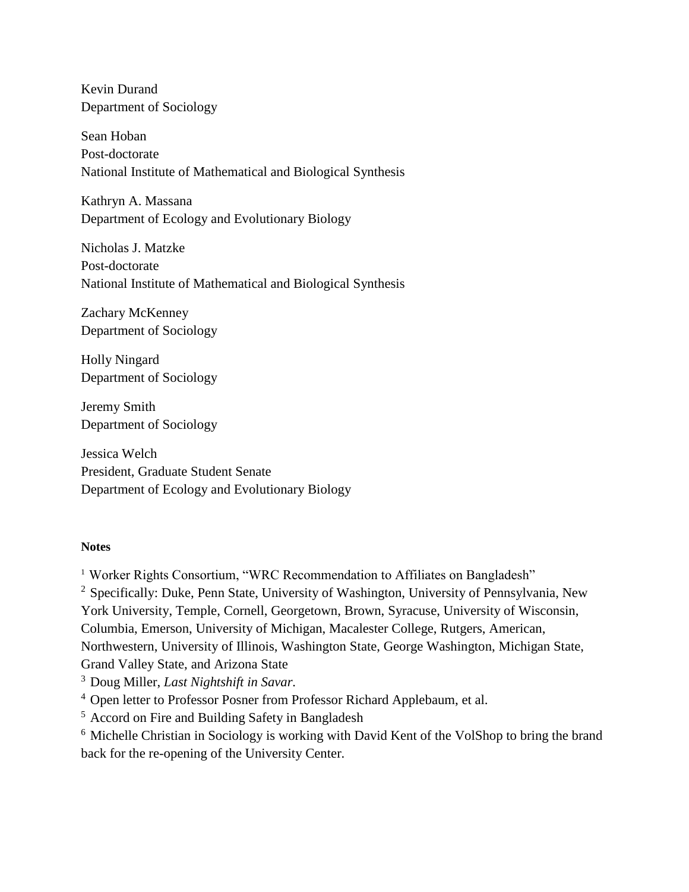Kevin Durand
Department of Sociology

Sean Hoban
Post-doctorate
National Institute of Mathematical and Biological Synthesis

Kathryn A. Massana
Department of Ecology and Evolutionary Biology

Nicholas J. Matzke
Post-doctorate
National Institute of Mathematical and Biological Synthesis

Zachary McKenney
Department of Sociology

Holly Ningard
Department of Sociology

Jeremy Smith
Department of Sociology

Jessica Welch
President, Graduate Student Senate
Department of Ecology and Evolutionary Biology

**Notes**

[1] Worker Rights Consortium, "WRC Recommendation to Affiliates on Bangladesh"
[2] Specifically: Duke, Penn State, University of Washington, University of Pennsylvania, New York University, Temple, Cornell, Georgetown, Brown, Syracuse, University of Wisconsin, Columbia, Emerson, University of Michigan, Macalester College, Rutgers, American, Northwestern, University of Illinois, Washington State, George Washington, Michigan State, Grand Valley State, and Arizona State
[3] Doug Miller, *Last Nightshift in Savar.*
[4] Open letter to Professor Posner from Professor Richard Applebaum, et al.
[5] Accord on Fire and Building Safety in Bangladesh
[6] Michelle Christian in Sociology is working with David Kent of the VolShop to bring the brand back for the re-opening of the University Center.